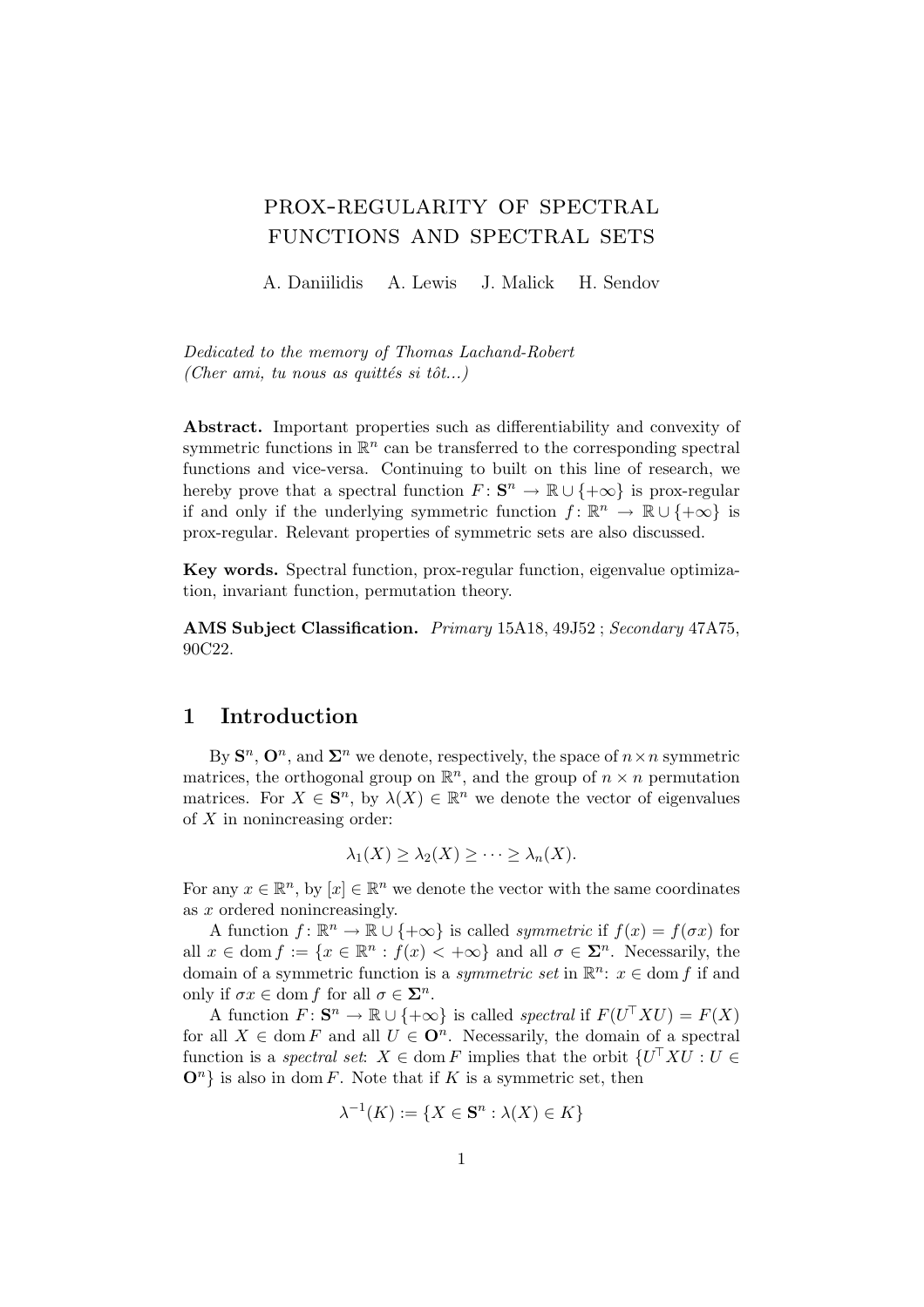# PROX-REGULARITY OF SPECTRAL FUNCTIONS AND SPECTRAL SETS

A. Daniilidis A. Lewis J. Malick H. Sendov

*Dedicated to the memory of Thomas Lachand-Robert*
*(Cher ami, tu nous as quittés si tôt...)*

**Abstract.** Important properties such as differentiability and convexity of symmetric functions in $\mathbb{R}^n$ can be transferred to the corresponding spectral functions and vice-versa. Continuing to built on this line of research, we hereby prove that a spectral function $F\colon \mathbf{S}^n \to \mathbb{R} \cup \{+\infty\}$ is prox-regular if and only if the underlying symmetric function $f\colon \mathbb{R}^n \to \mathbb{R} \cup \{+\infty\}$ is prox-regular. Relevant properties of symmetric sets are also discussed.

**Key words.** Spectral function, prox-regular function, eigenvalue optimization, invariant function, permutation theory.

**AMS Subject Classification.** *Primary* 15A18, 49J52 ; *Secondary* 47A75, 90C22.

## 1 Introduction

By $\mathbf{S}^n$, $\mathbf{O}^n$, and $\mathbf{\Sigma}^n$ we denote, respectively, the space of $n \times n$ symmetric matrices, the orthogonal group on $\mathbb{R}^n$, and the group of $n \times n$ permutation matrices. For $X \in \mathbf{S}^n$, by $\lambda(X) \in \mathbb{R}^n$ we denote the vector of eigenvalues of $X$ in nonincreasing order:

$$\lambda_1(X) \geq \lambda_2(X) \geq \cdots \geq \lambda_n(X).$$

For any $x \in \mathbb{R}^n$, by $[x] \in \mathbb{R}^n$ we denote the vector with the same coordinates as $x$ ordered nonincreasingly.

A function $f\colon \mathbb{R}^n \to \mathbb{R} \cup \{+\infty\}$ is called *symmetric* if $f(x) = f(\sigma x)$ for all $x \in \operatorname{dom} f := \{x \in \mathbb{R}^n : f(x) < +\infty\}$ and all $\sigma \in \mathbf{\Sigma}^n$. Necessarily, the domain of a symmetric function is a *symmetric set* in $\mathbb{R}^n$: $x \in \operatorname{dom} f$ if and only if $\sigma x \in \operatorname{dom} f$ for all $\sigma \in \mathbf{\Sigma}^n$.

A function $F\colon \mathbf{S}^n \to \mathbb{R} \cup \{+\infty\}$ is called *spectral* if $F(U^\top X U) = F(X)$ for all $X \in \operatorname{dom} F$ and all $U \in \mathbf{O}^n$. Necessarily, the domain of a spectral function is a *spectral set*: $X \in \operatorname{dom} F$ implies that the orbit $\{U^\top X U : U \in \mathbf{O}^n\}$ is also in $\operatorname{dom} F$. Note that if $K$ is a symmetric set, then

$$\lambda^{-1}(K) := \{X \in \mathbf{S}^n : \lambda(X) \in K\}$$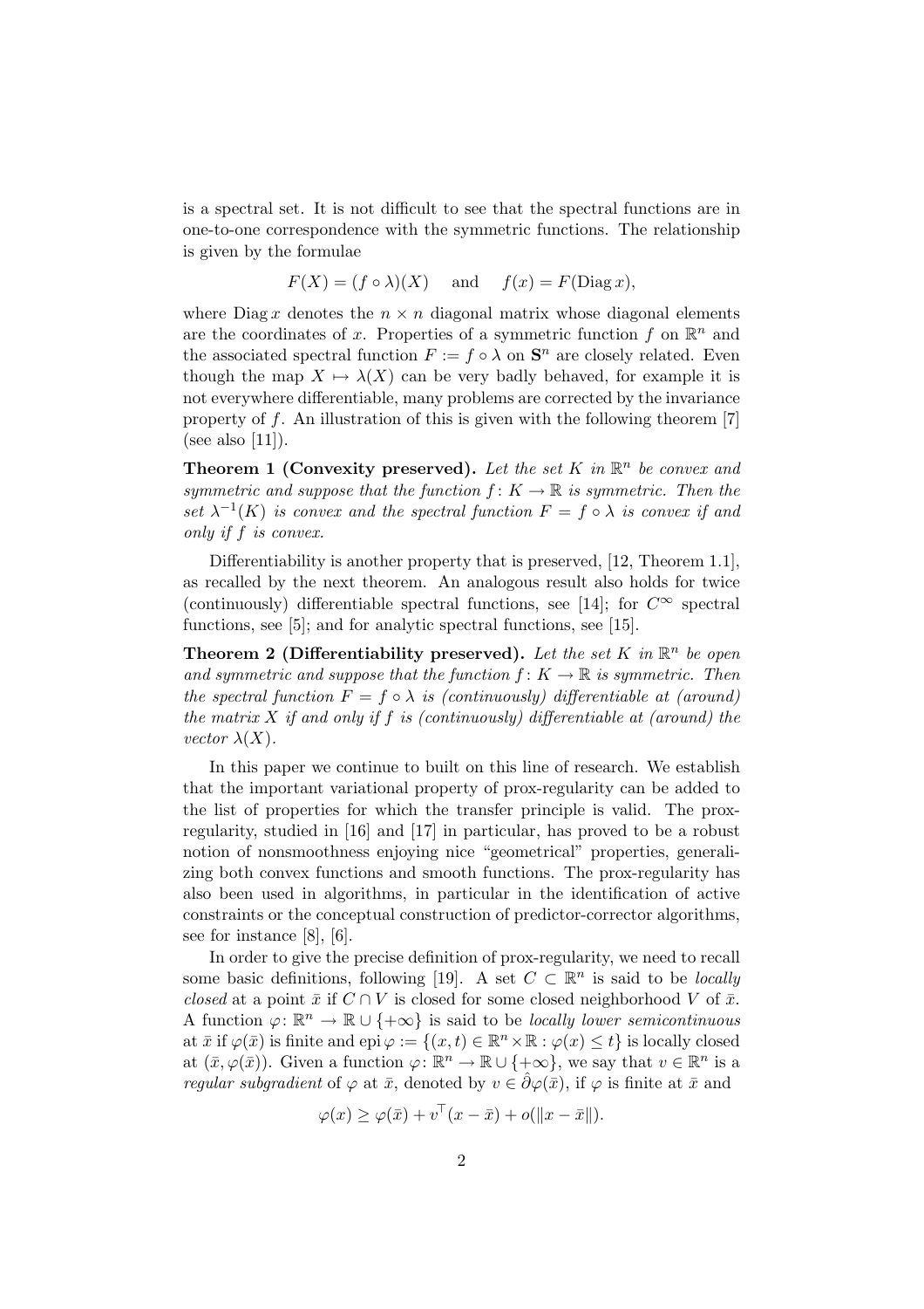is a spectral set. It is not difficult to see that the spectral functions are in one-to-one correspondence with the symmetric functions. The relationship is given by the formulae

$$F(X) = (f \circ \lambda)(X) \quad \text{and} \quad f(x) = F(\operatorname{Diag} x),$$

where $\operatorname{Diag} x$ denotes the $n \times n$ diagonal matrix whose diagonal elements are the coordinates of $x$. Properties of a symmetric function $f$ on $\mathbb{R}^n$ and the associated spectral function $F := f \circ \lambda$ on $\mathbf{S}^n$ are closely related. Even though the map $X \mapsto \lambda(X)$ can be very badly behaved, for example it is not everywhere differentiable, many problems are corrected by the invariance property of $f$. An illustration of this is given with the following theorem [7] (see also [11]).

**Theorem 1 (Convexity preserved).** *Let the set $K$ in $\mathbb{R}^n$ be convex and symmetric and suppose that the function $f\colon K \to \mathbb{R}$ is symmetric. Then the set $\lambda^{-1}(K)$ is convex and the spectral function $F = f \circ \lambda$ is convex if and only if $f$ is convex.*

Differentiability is another property that is preserved, [12, Theorem 1.1], as recalled by the next theorem. An analogous result also holds for twice (continuously) differentiable spectral functions, see [14]; for $C^\infty$ spectral functions, see [5]; and for analytic spectral functions, see [15].

**Theorem 2 (Differentiability preserved).** *Let the set $K$ in $\mathbb{R}^n$ be open and symmetric and suppose that the function $f\colon K \to \mathbb{R}$ is symmetric. Then the spectral function $F = f \circ \lambda$ is (continuously) differentiable at (around) the matrix $X$ if and only if $f$ is (continuously) differentiable at (around) the vector $\lambda(X)$.*

In this paper we continue to built on this line of research. We establish that the important variational property of prox-regularity can be added to the list of properties for which the transfer principle is valid. The prox-regularity, studied in [16] and [17] in particular, has proved to be a robust notion of nonsmoothness enjoying nice "geometrical" properties, generalizing both convex functions and smooth functions. The prox-regularity has also been used in algorithms, in particular in the identification of active constraints or the conceptual construction of predictor-corrector algorithms, see for instance [8], [6].

In order to give the precise definition of prox-regularity, we need to recall some basic definitions, following [19]. A set $C \subset \mathbb{R}^n$ is said to be *locally closed* at a point $\bar{x}$ if $C \cap V$ is closed for some closed neighborhood $V$ of $\bar{x}$. A function $\varphi\colon \mathbb{R}^n \to \mathbb{R} \cup \{+\infty\}$ is said to be *locally lower semicontinuous* at $\bar{x}$ if $\varphi(\bar{x})$ is finite and $\operatorname{epi} \varphi := \{(x, t) \in \mathbb{R}^n \times \mathbb{R} : \varphi(x) \le t\}$ is locally closed at $(\bar{x}, \varphi(\bar{x}))$. Given a function $\varphi\colon \mathbb{R}^n \to \mathbb{R} \cup \{+\infty\}$, we say that $v \in \mathbb{R}^n$ is a *regular subgradient* of $\varphi$ at $\bar{x}$, denoted by $v \in \hat{\partial}\varphi(\bar{x})$, if $\varphi$ is finite at $\bar{x}$ and

$$\varphi(x) \ge \varphi(\bar{x}) + v^\top (x - \bar{x}) + o(\|x - \bar{x}\|).$$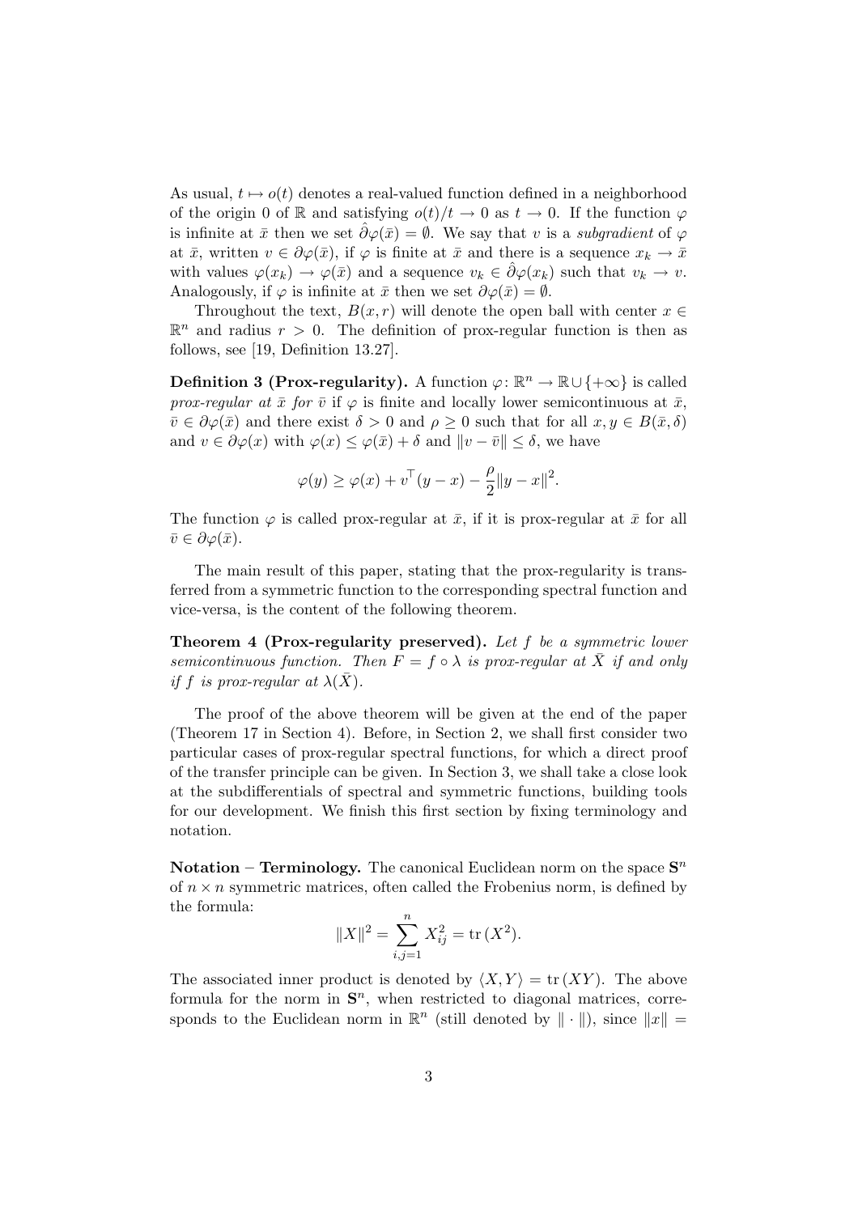As usual, $t \mapsto o(t)$ denotes a real-valued function defined in a neighborhood of the origin 0 of $\mathbb{R}$ and satisfying $o(t)/t \to 0$ as $t \to 0$. If the function $\varphi$ is infinite at $\bar{x}$ then we set $\hat{\partial}\varphi(\bar{x}) = \emptyset$. We say that $v$ is a *subgradient* of $\varphi$ at $\bar{x}$, written $v \in \partial\varphi(\bar{x})$, if $\varphi$ is finite at $\bar{x}$ and there is a sequence $x_k \to \bar{x}$ with values $\varphi(x_k) \to \varphi(\bar{x})$ and a sequence $v_k \in \hat{\partial}\varphi(x_k)$ such that $v_k \to v$. Analogously, if $\varphi$ is infinite at $\bar{x}$ then we set $\partial\varphi(\bar{x}) = \emptyset$.

Throughout the text, $B(x, r)$ will denote the open ball with center $x \in \mathbb{R}^n$ and radius $r > 0$. The definition of prox-regular function is then as follows, see [19, Definition 13.27].

**Definition 3 (Prox-regularity).** A function $\varphi\colon \mathbb{R}^n \to \mathbb{R} \cup \{+\infty\}$ is called *prox-regular at $\bar{x}$ for $\bar{v}$* if $\varphi$ is finite and locally lower semicontinuous at $\bar{x}$, $\bar{v} \in \partial\varphi(\bar{x})$ and there exist $\delta > 0$ and $\rho \geq 0$ such that for all $x, y \in B(\bar{x}, \delta)$ and $v \in \partial\varphi(x)$ with $\varphi(x) \leq \varphi(\bar{x}) + \delta$ and $\|v - \bar{v}\| \leq \delta$, we have

$$\varphi(y) \geq \varphi(x) + v^\top (y - x) - \frac{\rho}{2}\|y - x\|^2.$$

The function $\varphi$ is called prox-regular at $\bar{x}$, if it is prox-regular at $\bar{x}$ for all $\bar{v} \in \partial\varphi(\bar{x})$.

The main result of this paper, stating that the prox-regularity is transferred from a symmetric function to the corresponding spectral function and vice-versa, is the content of the following theorem.

**Theorem 4 (Prox-regularity preserved).** *Let $f$ be a symmetric lower semicontinuous function. Then $F = f \circ \lambda$ is prox-regular at $\bar{X}$ if and only if $f$ is prox-regular at $\lambda(\bar{X})$.*

The proof of the above theorem will be given at the end of the paper (Theorem 17 in Section 4). Before, in Section 2, we shall first consider two particular cases of prox-regular spectral functions, for which a direct proof of the transfer principle can be given. In Section 3, we shall take a close look at the subdifferentials of spectral and symmetric functions, building tools for our development. We finish this first section by fixing terminology and notation.

**Notation – Terminology.** The canonical Euclidean norm on the space $\mathbf{S}^n$ of $n \times n$ symmetric matrices, often called the Frobenius norm, is defined by the formula:

$$\|X\|^2 = \sum_{i,j=1}^{n} X_{ij}^2 = \operatorname{tr}(X^2).$$

The associated inner product is denoted by $\langle X, Y \rangle = \operatorname{tr}(XY)$. The above formula for the norm in $\mathbf{S}^n$, when restricted to diagonal matrices, corresponds to the Euclidean norm in $\mathbb{R}^n$ (still denoted by $\|\cdot\|$), since $\|x\| =$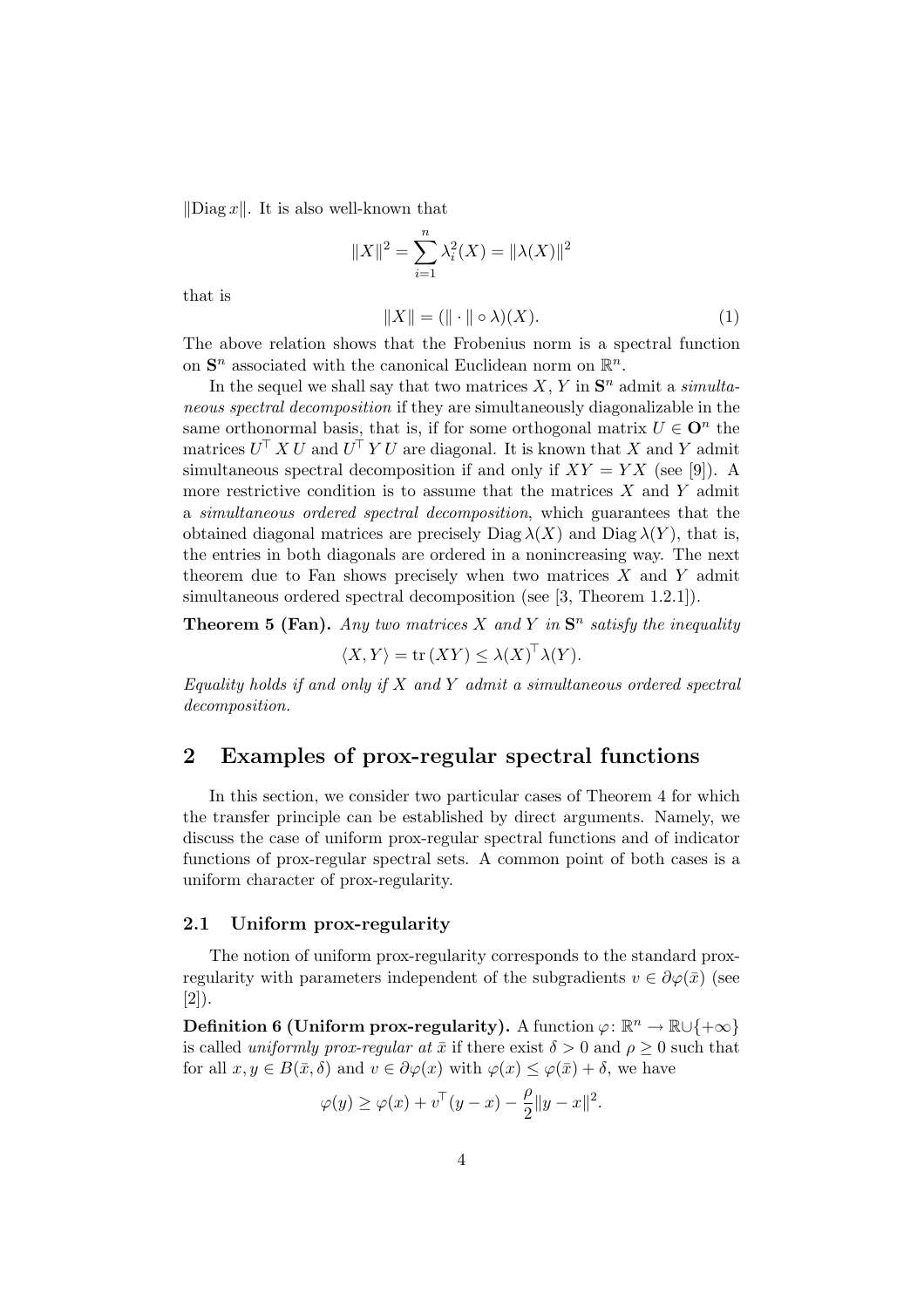$\|\mathrm{Diag}\, x\|$. It is also well-known that

$$\|X\|^2 = \sum_{i=1}^{n} \lambda_i^2(X) = \|\lambda(X)\|^2$$

that is

$$\|X\| = (\|\cdot\| \circ \lambda)(X). \tag{1}$$

The above relation shows that the Frobenius norm is a spectral function on $\mathbf{S}^n$ associated with the canonical Euclidean norm on $\mathbb{R}^n$.

In the sequel we shall say that two matrices $X$, $Y$ in $\mathbf{S}^n$ admit a *simultaneous spectral decomposition* if they are simultaneously diagonalizable in the same orthonormal basis, that is, if for some orthogonal matrix $U \in \mathbf{O}^n$ the matrices $U^\top X U$ and $U^\top Y U$ are diagonal. It is known that $X$ and $Y$ admit simultaneous spectral decomposition if and only if $XY = YX$ (see [9]). A more restrictive condition is to assume that the matrices $X$ and $Y$ admit a *simultaneous ordered spectral decomposition*, which guarantees that the obtained diagonal matrices are precisely $\mathrm{Diag}\,\lambda(X)$ and $\mathrm{Diag}\,\lambda(Y)$, that is, the entries in both diagonals are ordered in a nonincreasing way. The next theorem due to Fan shows precisely when two matrices $X$ and $Y$ admit simultaneous ordered spectral decomposition (see [3, Theorem 1.2.1]).

**Theorem 5 (Fan).** *Any two matrices $X$ and $Y$ in $\mathbf{S}^n$ satisfy the inequality*

$$\langle X, Y\rangle = \mathrm{tr}\,(XY) \le \lambda(X)^\top \lambda(Y).$$

*Equality holds if and only if $X$ and $Y$ admit a simultaneous ordered spectral decomposition.*

## 2 Examples of prox-regular spectral functions

In this section, we consider two particular cases of Theorem 4 for which the transfer principle can be established by direct arguments. Namely, we discuss the case of uniform prox-regular spectral functions and of indicator functions of prox-regular spectral sets. A common point of both cases is a uniform character of prox-regularity.

### 2.1 Uniform prox-regularity

The notion of uniform prox-regularity corresponds to the standard prox-regularity with parameters independent of the subgradients $v \in \partial\varphi(\bar{x})$ (see [2]).

**Definition 6 (Uniform prox-regularity).** A function $\varphi \colon \mathbb{R}^n \to \mathbb{R} \cup \{+\infty\}$ is called *uniformly prox-regular at* $\bar{x}$ if there exist $\delta > 0$ and $\rho \ge 0$ such that for all $x, y \in B(\bar{x}, \delta)$ and $v \in \partial\varphi(x)$ with $\varphi(x) \le \varphi(\bar{x}) + \delta$, we have

$$\varphi(y) \ge \varphi(x) + v^\top (y - x) - \frac{\rho}{2}\|y - x\|^2.$$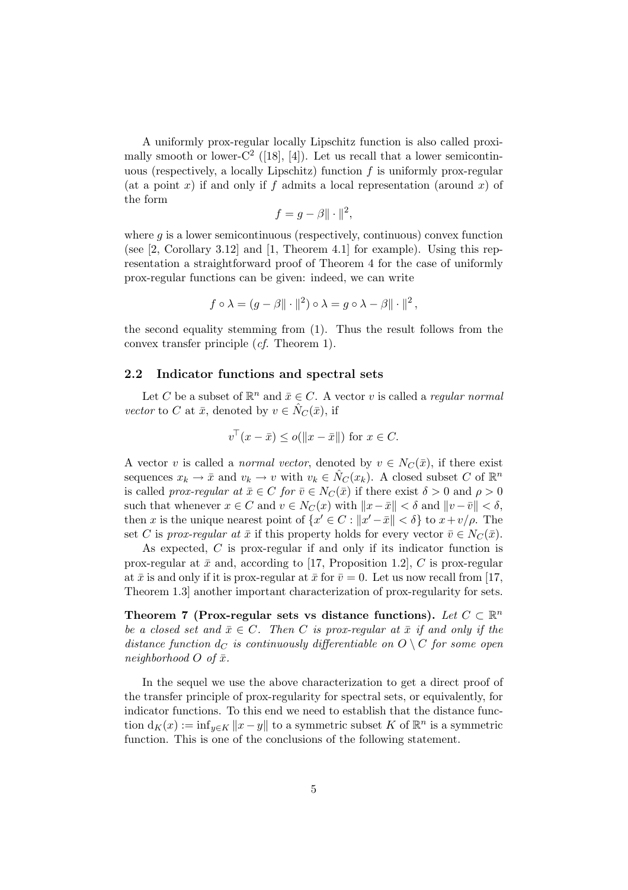A uniformly prox-regular locally Lipschitz function is also called proximally smooth or lower-$C^2$ ([18], [4]). Let us recall that a lower semicontinuous (respectively, a locally Lipschitz) function $f$ is uniformly prox-regular (at a point $x$) if and only if $f$ admits a local representation (around $x$) of the form

$$f = g - \beta \| \cdot \|^2,$$

where $g$ is a lower semicontinuous (respectively, continuous) convex function (see [2, Corollary 3.12] and [1, Theorem 4.1] for example). Using this representation a straightforward proof of Theorem 4 for the case of uniformly prox-regular functions can be given: indeed, we can write

$$f \circ \lambda = (g - \beta \| \cdot \|^2) \circ \lambda = g \circ \lambda - \beta \| \cdot \|^2 ,$$

the second equality stemming from (1). Thus the result follows from the convex transfer principle (*cf.* Theorem 1).

## 2.2 Indicator functions and spectral sets

Let $C$ be a subset of $\mathbb{R}^n$ and $\bar{x} \in C$. A vector $v$ is called a *regular normal vector* to $C$ at $\bar{x}$, denoted by $v \in \hat{N}_C(\bar{x})$, if

$$v^\top (x - \bar{x}) \leq o(\|x - \bar{x}\|) \text{ for } x \in C.$$

A vector $v$ is called a *normal vector*, denoted by $v \in N_C(\bar{x})$, if there exist sequences $x_k \to \bar{x}$ and $v_k \to v$ with $v_k \in \hat{N}_C(x_k)$. A closed subset $C$ of $\mathbb{R}^n$ is called *prox-regular at* $\bar{x} \in C$ *for* $\bar{v} \in N_C(\bar{x})$ if there exist $\delta > 0$ and $\rho > 0$ such that whenever $x \in C$ and $v \in N_C(x)$ with $\|x - \bar{x}\| < \delta$ and $\|v - \bar{v}\| < \delta$, then $x$ is the unique nearest point of $\{x' \in C : \|x' - \bar{x}\| < \delta\}$ to $x + v/\rho$. The set $C$ is *prox-regular at* $\bar{x}$ if this property holds for every vector $\bar{v} \in N_C(\bar{x})$.

As expected, $C$ is prox-regular if and only if its indicator function is prox-regular at $\bar{x}$ and, according to [17, Proposition 1.2], $C$ is prox-regular at $\bar{x}$ is and only if it is prox-regular at $\bar{x}$ for $\bar{v} = 0$. Let us now recall from [17, Theorem 1.3] another important characterization of prox-regularity for sets.

**Theorem 7 (Prox-regular sets vs distance functions).** *Let $C \subset \mathbb{R}^n$ be a closed set and $\bar{x} \in C$. Then $C$ is prox-regular at $\bar{x}$ if and only if the distance function $d_C$ is continuously differentiable on $O \setminus C$ for some open neighborhood $O$ of $\bar{x}$.*

In the sequel we use the above characterization to get a direct proof of the transfer principle of prox-regularity for spectral sets, or equivalently, for indicator functions. To this end we need to establish that the distance function $\mathrm{d}_K(x) := \inf_{y \in K} \|x - y\|$ to a symmetric subset $K$ of $\mathbb{R}^n$ is a symmetric function. This is one of the conclusions of the following statement.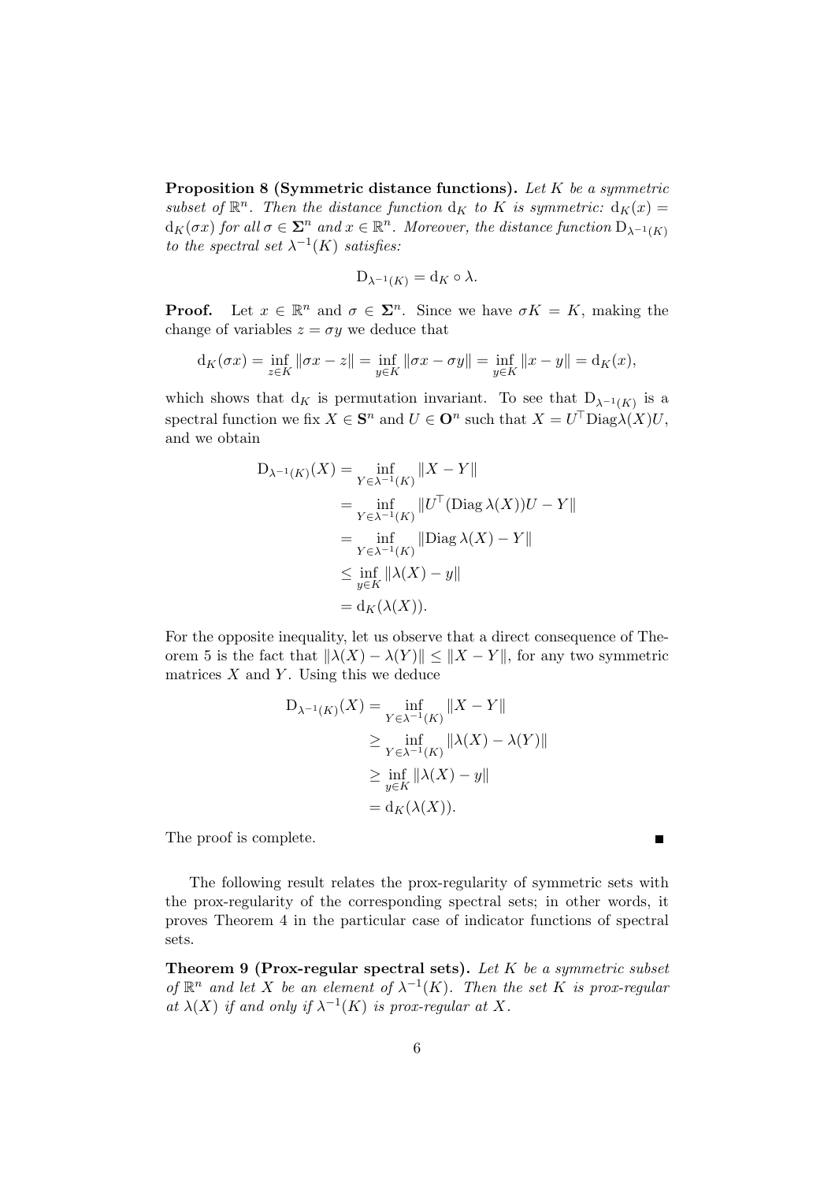**Proposition 8 (Symmetric distance functions).** *Let $K$ be a symmetric subset of $\mathbb{R}^n$. Then the distance function $\mathrm{d}_K$ to $K$ is symmetric: $\mathrm{d}_K(x) = \mathrm{d}_K(\sigma x)$ for all $\sigma \in \mathbf{\Sigma}^n$ and $x \in \mathbb{R}^n$. Moreover, the distance function $\mathrm{D}_{\lambda^{-1}(K)}$ to the spectral set $\lambda^{-1}(K)$ satisfies:*

$$\mathrm{D}_{\lambda^{-1}(K)} = \mathrm{d}_K \circ \lambda.$$

**Proof.** Let $x \in \mathbb{R}^n$ and $\sigma \in \mathbf{\Sigma}^n$. Since we have $\sigma K = K$, making the change of variables $z = \sigma y$ we deduce that

$$\mathrm{d}_K(\sigma x) = \inf_{z \in K} \|\sigma x - z\| = \inf_{y \in K} \|\sigma x - \sigma y\| = \inf_{y \in K} \|x - y\| = \mathrm{d}_K(x),$$

which shows that $\mathrm{d}_K$ is permutation invariant. To see that $\mathrm{D}_{\lambda^{-1}(K)}$ is a spectral function we fix $X \in \mathbf{S}^n$ and $U \in \mathbf{O}^n$ such that $X = U^\top \mathrm{Diag}\lambda(X) U$, and we obtain

$$\begin{aligned}
\mathrm{D}_{\lambda^{-1}(K)}(X) &= \inf_{Y \in \lambda^{-1}(K)} \|X - Y\| \\
&= \inf_{Y \in \lambda^{-1}(K)} \|U^\top (\mathrm{Diag}\,\lambda(X)) U - Y\| \\
&= \inf_{Y \in \lambda^{-1}(K)} \|\mathrm{Diag}\,\lambda(X) - Y\| \\
&\leq \inf_{y \in K} \|\lambda(X) - y\| \\
&= \mathrm{d}_K(\lambda(X)).
\end{aligned}$$

For the opposite inequality, let us observe that a direct consequence of Theorem 5 is the fact that $\|\lambda(X) - \lambda(Y)\| \leq \|X - Y\|$, for any two symmetric matrices $X$ and $Y$. Using this we deduce

$$\begin{aligned}
\mathrm{D}_{\lambda^{-1}(K)}(X) &= \inf_{Y \in \lambda^{-1}(K)} \|X - Y\| \\
&\geq \inf_{Y \in \lambda^{-1}(K)} \|\lambda(X) - \lambda(Y)\| \\
&\geq \inf_{y \in K} \|\lambda(X) - y\| \\
&= \mathrm{d}_K(\lambda(X)).
\end{aligned}$$

The proof is complete. ∎

The following result relates the prox-regularity of symmetric sets with the prox-regularity of the corresponding spectral sets; in other words, it proves Theorem 4 in the particular case of indicator functions of spectral sets.

**Theorem 9 (Prox-regular spectral sets).** *Let $K$ be a symmetric subset of $\mathbb{R}^n$ and let $X$ be an element of $\lambda^{-1}(K)$. Then the set $K$ is prox-regular at $\lambda(X)$ if and only if $\lambda^{-1}(K)$ is prox-regular at $X$.*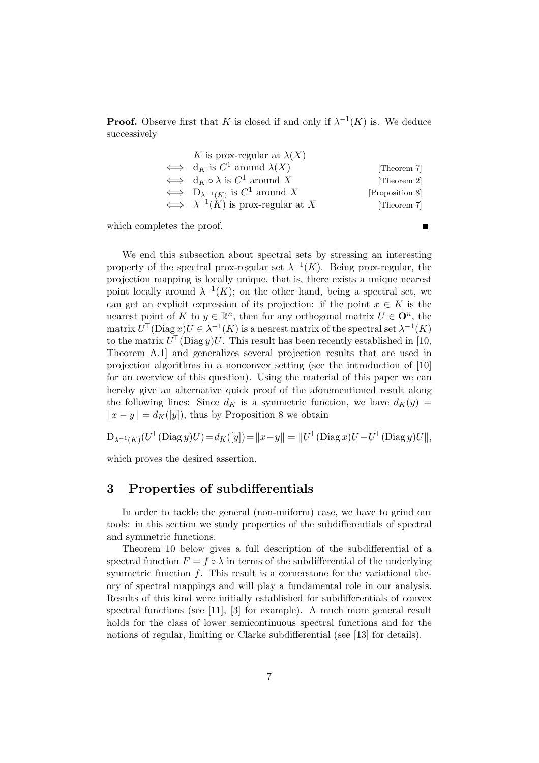**Proof.** Observe first that $K$ is closed if and only if $\lambda^{-1}(K)$ is. We deduce successively

$$
\begin{array}{lll}
 & K \text{ is prox-regular at } \lambda(X) & \\
\iff & \mathrm{d}_K \text{ is } C^1 \text{ around } \lambda(X) & \text{[Theorem 7]} \\
\iff & \mathrm{d}_K \circ \lambda \text{ is } C^1 \text{ around } X & \text{[Theorem 2]} \\
\iff & \mathrm{D}_{\lambda^{-1}(K)} \text{ is } C^1 \text{ around } X & \text{[Proposition 8]} \\
\iff & \lambda^{-1}(K) \text{ is prox-regular at } X & \text{[Theorem 7]}
\end{array}
$$

which completes the proof. ∎

We end this subsection about spectral sets by stressing an interesting property of the spectral prox-regular set $\lambda^{-1}(K)$. Being prox-regular, the projection mapping is locally unique, that is, there exists a unique nearest point locally around $\lambda^{-1}(K)$; on the other hand, being a spectral set, we can get an explicit expression of its projection: if the point $x \in K$ is the nearest point of $K$ to $y \in \mathbb{R}^n$, then for any orthogonal matrix $U \in \mathbf{O}^n$, the matrix $U^\top(\operatorname{Diag} x)U \in \lambda^{-1}(K)$ is a nearest matrix of the spectral set $\lambda^{-1}(K)$ to the matrix $U^\top(\operatorname{Diag} y)U$. This result has been recently established in [10, Theorem A.1] and generalizes several projection results that are used in projection algorithms in a nonconvex setting (see the introduction of [10] for an overview of this question). Using the material of this paper we can hereby give an alternative quick proof of the aforementioned result along the following lines: Since $d_K$ is a symmetric function, we have $d_K(y) = \|x - y\| = d_K([y])$, thus by Proposition 8 we obtain

$$
\mathrm{D}_{\lambda^{-1}(K)}(U^\top(\operatorname{Diag} y)U) = d_K([y]) = \|x - y\| = \|U^\top(\operatorname{Diag} x)U - U^\top(\operatorname{Diag} y)U\|,
$$

which proves the desired assertion.

## 3 Properties of subdifferentials

In order to tackle the general (non-uniform) case, we have to grind our tools: in this section we study properties of the subdifferentials of spectral and symmetric functions.

Theorem 10 below gives a full description of the subdifferential of a spectral function $F = f \circ \lambda$ in terms of the subdifferential of the underlying symmetric function $f$. This result is a cornerstone for the variational theory of spectral mappings and will play a fundamental role in our analysis. Results of this kind were initially established for subdifferentials of convex spectral functions (see [11], [3] for example). A much more general result holds for the class of lower semicontinuous spectral functions and for the notions of regular, limiting or Clarke subdifferential (see [13] for details).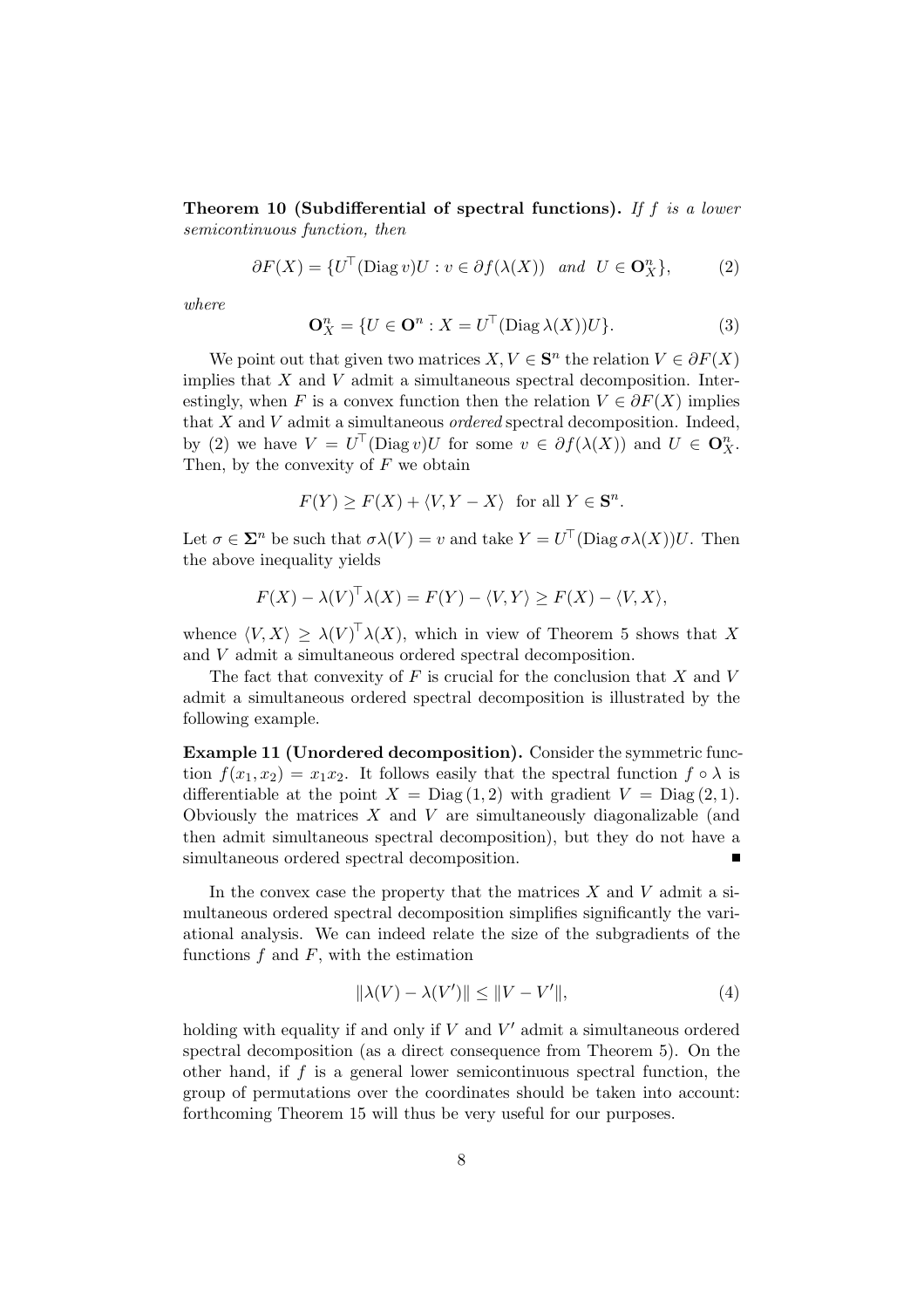**Theorem 10 (Subdifferential of spectral functions).** *If $f$ is a lower semicontinuous function, then*

$$\partial F(X) = \{U^\top (\operatorname{Diag} v) U : v \in \partial f(\lambda(X)) \ \text{ and } \ U \in \mathbf{O}^n_X\}, \tag{2}$$

*where*

$$\mathbf{O}^n_X = \{U \in \mathbf{O}^n : X = U^\top (\operatorname{Diag} \lambda(X)) U\}. \tag{3}$$

We point out that given two matrices $X, V \in \mathbf{S}^n$ the relation $V \in \partial F(X)$ implies that $X$ and $V$ admit a simultaneous spectral decomposition. Interestingly, when $F$ is a convex function then the relation $V \in \partial F(X)$ implies that $X$ and $V$ admit a simultaneous *ordered* spectral decomposition. Indeed, by (2) we have $V = U^\top (\operatorname{Diag} v) U$ for some $v \in \partial f(\lambda(X))$ and $U \in \mathbf{O}^n_X$. Then, by the convexity of $F$ we obtain

$$F(Y) \geq F(X) + \langle V, Y - X \rangle \quad \text{for all } Y \in \mathbf{S}^n.$$

Let $\sigma \in \mathbf{\Sigma}^n$ be such that $\sigma\lambda(V) = v$ and take $Y = U^\top (\operatorname{Diag} \sigma\lambda(X)) U$. Then the above inequality yields

$$F(X) - \lambda(V)^\top \lambda(X) = F(Y) - \langle V, Y \rangle \geq F(X) - \langle V, X \rangle,$$

whence $\langle V, X \rangle \geq \lambda(V)^\top \lambda(X)$, which in view of Theorem 5 shows that $X$ and $V$ admit a simultaneous ordered spectral decomposition.

The fact that convexity of $F$ is crucial for the conclusion that $X$ and $V$ admit a simultaneous ordered spectral decomposition is illustrated by the following example.

**Example 11 (Unordered decomposition).** Consider the symmetric function $f(x_1, x_2) = x_1 x_2$. It follows easily that the spectral function $f \circ \lambda$ is differentiable at the point $X = \operatorname{Diag}(1, 2)$ with gradient $V = \operatorname{Diag}(2, 1)$. Obviously the matrices $X$ and $V$ are simultaneously diagonalizable (and then admit simultaneous spectral decomposition), but they do not have a simultaneous ordered spectral decomposition. ∎

In the convex case the property that the matrices $X$ and $V$ admit a simultaneous ordered spectral decomposition simplifies significantly the variational analysis. We can indeed relate the size of the subgradients of the functions $f$ and $F$, with the estimation

$$\|\lambda(V) - \lambda(V')\| \leq \|V - V'\|, \tag{4}$$

holding with equality if and only if $V$ and $V'$ admit a simultaneous ordered spectral decomposition (as a direct consequence from Theorem 5). On the other hand, if $f$ is a general lower semicontinuous spectral function, the group of permutations over the coordinates should be taken into account: forthcoming Theorem 15 will thus be very useful for our purposes.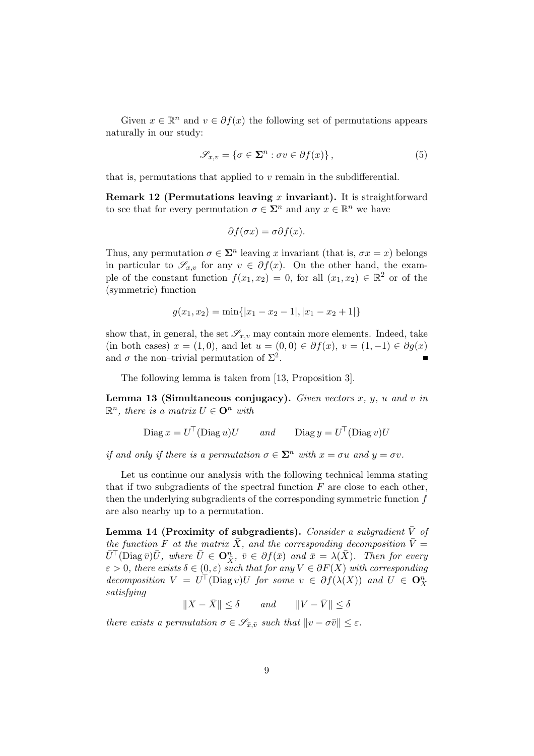Given $x \in \mathbb{R}^n$ and $v \in \partial f(x)$ the following set of permutations appears naturally in our study:

$$\mathscr{S}_{x,v} = \{\sigma \in \mathbf{\Sigma}^n : \sigma v \in \partial f(x)\}, \tag{5}$$

that is, permutations that applied to $v$ remain in the subdifferential.

**Remark 12 (Permutations leaving $x$ invariant).** It is straightforward to see that for every permutation $\sigma \in \mathbf{\Sigma}^n$ and any $x \in \mathbb{R}^n$ we have

$$\partial f(\sigma x) = \sigma \partial f(x).$$

Thus, any permutation $\sigma \in \mathbf{\Sigma}^n$ leaving $x$ invariant (that is, $\sigma x = x$) belongs in particular to $\mathscr{S}_{x,v}$ for any $v \in \partial f(x)$. On the other hand, the example of the constant function $f(x_1, x_2) = 0$, for all $(x_1, x_2) \in \mathbb{R}^2$ or of the (symmetric) function

$$g(x_1, x_2) = \min\{|x_1 - x_2 - 1|, |x_1 - x_2 + 1|\}$$

show that, in general, the set $\mathscr{S}_{x,v}$ may contain more elements. Indeed, take (in both cases) $x = (1, 0)$, and let $u = (0, 0) \in \partial f(x)$, $v = (1, -1) \in \partial g(x)$ and $\sigma$ the non–trivial permutation of $\Sigma^2$. ∎

The following lemma is taken from [13, Proposition 3].

**Lemma 13 (Simultaneous conjugacy).** *Given vectors $x$, $y$, $u$ and $v$ in $\mathbb{R}^n$, there is a matrix $U \in \mathbf{O}^n$ with*

$$\operatorname{Diag} x = U^\top (\operatorname{Diag} u) U \qquad \text{and} \qquad \operatorname{Diag} y = U^\top (\operatorname{Diag} v) U$$

*if and only if there is a permutation $\sigma \in \mathbf{\Sigma}^n$ with $x = \sigma u$ and $y = \sigma v$.*

Let us continue our analysis with the following technical lemma stating that if two subgradients of the spectral function $F$ are close to each other, then the underlying subgradients of the corresponding symmetric function $f$ are also nearby up to a permutation.

**Lemma 14 (Proximity of subgradients).** *Consider a subgradient $\bar{V}$ of the function $F$ at the matrix $\bar{X}$, and the corresponding decomposition $\bar{V} = \bar{U}^\top (\operatorname{Diag} \bar{v}) \bar{U}$, where $\bar{U} \in \mathbf{O}^n_{\bar{X}}$, $\bar{v} \in \partial f(\bar{x})$ and $\bar{x} = \lambda(\bar{X})$. Then for every $\varepsilon > 0$, there exists $\delta \in (0, \varepsilon)$ such that for any $V \in \partial F(X)$ with corresponding decomposition $V = U^\top (\operatorname{Diag} v) U$ for some $v \in \partial f(\lambda(X))$ and $U \in \mathbf{O}^n_X$ satisfying*

$$\|X - \bar{X}\| \leq \delta \qquad \text{and} \qquad \|V - \bar{V}\| \leq \delta$$

*there exists a permutation $\sigma \in \mathscr{S}_{\bar{x},\bar{v}}$ such that $\|v - \sigma \bar{v}\| \leq \varepsilon$.*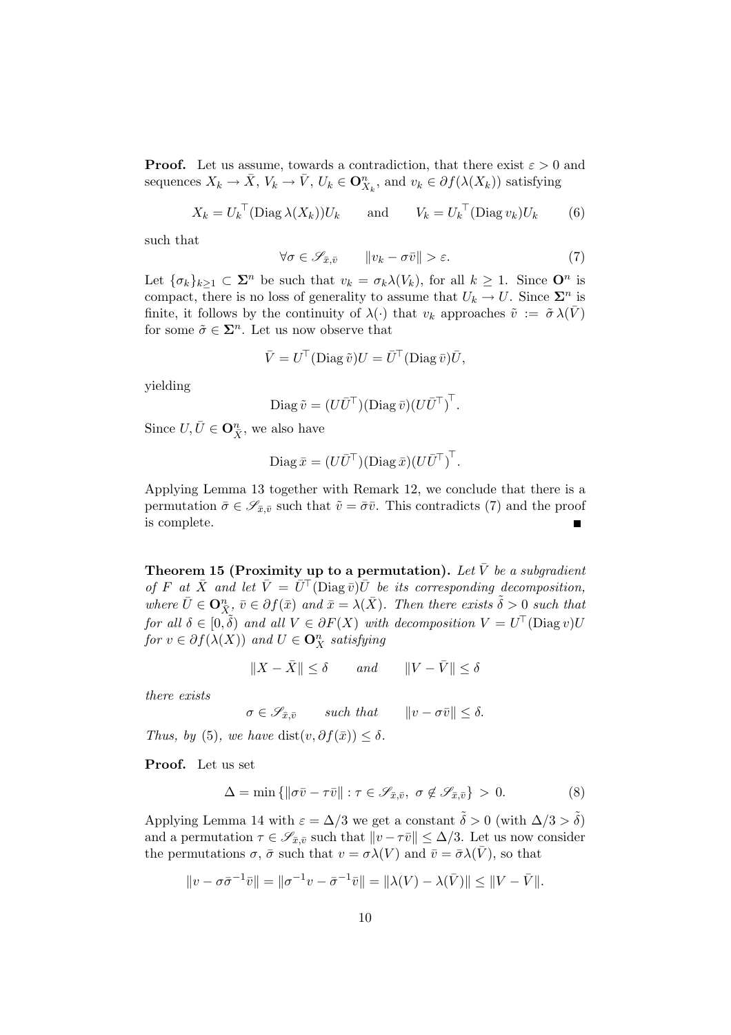**Proof.** Let us assume, towards a contradiction, that there exist $\varepsilon > 0$ and sequences $X_k \to \bar{X}$, $V_k \to \bar{V}$, $U_k \in \mathbf{O}^n_{X_k}$, and $v_k \in \partial f(\lambda(X_k))$ satisfying

$$X_k = {U_k}^\top(\operatorname{Diag} \lambda(X_k))U_k \qquad \text{and} \qquad V_k = {U_k}^\top(\operatorname{Diag} v_k)U_k \tag{6}$$

such that

$$\forall \sigma \in \mathscr{S}_{\bar{x},\bar{v}} \qquad \|v_k - \sigma\bar{v}\| > \varepsilon. \tag{7}$$

Let $\{\sigma_k\}_{k\geq 1} \subset \mathbf{\Sigma}^n$ be such that $v_k = \sigma_k\lambda(V_k)$, for all $k \geq 1$. Since $\mathbf{O}^n$ is compact, there is no loss of generality to assume that $U_k \to U$. Since $\mathbf{\Sigma}^n$ is finite, it follows by the continuity of $\lambda(\cdot)$ that $v_k$ approaches $\tilde{v} := \tilde{\sigma}\,\lambda(\bar{V})$ for some $\tilde{\sigma} \in \mathbf{\Sigma}^n$. Let us now observe that

$$\bar{V} = U^\top(\operatorname{Diag} \tilde{v})U = \bar{U}^\top(\operatorname{Diag} \bar{v})\bar{U},$$

yielding

$$\operatorname{Diag} \tilde{v} = (U\bar{U}^\top)(\operatorname{Diag} \bar{v})(U\bar{U}^\top)^\top.$$

Since $U, \bar{U} \in \mathbf{O}^n_{\bar{X}}$, we also have

$$\operatorname{Diag} \bar{x} = (U\bar{U}^\top)(\operatorname{Diag} \bar{x})(U\bar{U}^\top)^\top.$$

Applying Lemma 13 together with Remark 12, we conclude that there is a permutation $\bar{\sigma} \in \mathscr{S}_{\bar{x},\bar{v}}$ such that $\tilde{v} = \bar{\sigma}\bar{v}$. This contradicts (7) and the proof is complete. ∎

**Theorem 15 (Proximity up to a permutation).** *Let $\bar{V}$ be a subgradient of $F$ at $\bar{X}$ and let $\bar{V} = \bar{U}^\top(\operatorname{Diag} \bar{v})\bar{U}$ be its corresponding decomposition, where $\bar{U} \in \mathbf{O}^n_{\bar{X}}$, $\bar{v} \in \partial f(\bar{x})$ and $\bar{x} = \lambda(\bar{X})$. Then there exists $\tilde{\delta} > 0$ such that for all $\delta \in [0, \tilde{\delta})$ and all $V \in \partial F(X)$ with decomposition $V = U^\top(\operatorname{Diag} v)U$ for $v \in \partial f(\lambda(X))$ and $U \in \mathbf{O}^n_X$ satisfying*

$$\|X - \bar{X}\| \leq \delta \qquad \textit{and} \qquad \|V - \bar{V}\| \leq \delta$$

*there exists*

$$\sigma \in \mathscr{S}_{\bar{x},\bar{v}} \qquad \textit{such that} \qquad \|v - \sigma\bar{v}\| \leq \delta.$$

*Thus, by* (5)*, we have* $\operatorname{dist}(v, \partial f(\bar{x})) \leq \delta$.

**Proof.** Let us set

$$\Delta = \min\left\{\|\sigma\bar{v} - \tau\bar{v}\| : \tau \in \mathscr{S}_{\bar{x},\bar{v}},\ \sigma \notin \mathscr{S}_{\bar{x},\bar{v}}\right\} > 0. \tag{8}$$

Applying Lemma 14 with $\varepsilon = \Delta/3$ we get a constant $\tilde{\delta} > 0$ (with $\Delta/3 > \tilde{\delta}$) and a permutation $\tau \in \mathscr{S}_{\bar{x},\bar{v}}$ such that $\|v - \tau\bar{v}\| \leq \Delta/3$. Let us now consider the permutations $\sigma$, $\bar{\sigma}$ such that $v = \sigma\lambda(V)$ and $\bar{v} = \bar{\sigma}\lambda(\bar{V})$, so that

$$\|v - \sigma\bar{\sigma}^{-1}\bar{v}\| = \|\sigma^{-1}v - \bar{\sigma}^{-1}\bar{v}\| = \|\lambda(V) - \lambda(\bar{V})\| \leq \|V - \bar{V}\|.$$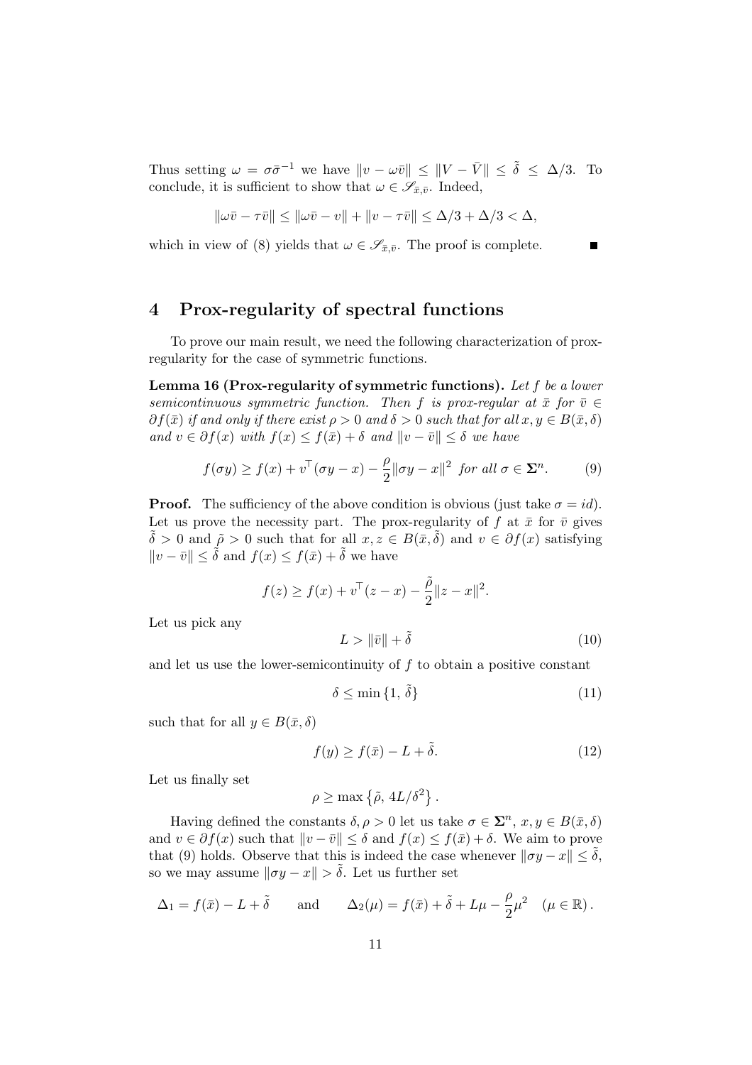Thus setting $\omega = \sigma\bar{\sigma}^{-1}$ we have $\|v - \omega\bar{v}\| \leq \|V - \bar{V}\| \leq \tilde{\delta} \leq \Delta/3$. To conclude, it is sufficient to show that $\omega \in \mathscr{S}_{\bar{x},\bar{v}}$. Indeed,

$$\|\omega\bar{v} - \tau\bar{v}\| \leq \|\omega\bar{v} - v\| + \|v - \tau\bar{v}\| \leq \Delta/3 + \Delta/3 < \Delta,$$

which in view of (8) yields that $\omega \in \mathscr{S}_{\bar{x},\bar{v}}$. The proof is complete. ∎

## 4 Prox-regularity of spectral functions

To prove our main result, we need the following characterization of prox-regularity for the case of symmetric functions.

**Lemma 16 (Prox-regularity of symmetric functions).** *Let $f$ be a lower semicontinuous symmetric function. Then $f$ is prox-regular at $\bar{x}$ for $\bar{v} \in \partial f(\bar{x})$ if and only if there exist $\rho > 0$ and $\delta > 0$ such that for all $x, y \in B(\bar{x}, \delta)$ and $v \in \partial f(x)$ with $f(x) \leq f(\bar{x}) + \delta$ and $\|v - \bar{v}\| \leq \delta$ we have*

$$f(\sigma y) \geq f(x) + v^\top(\sigma y - x) - \frac{\rho}{2}\|\sigma y - x\|^2 \text{ for all } \sigma \in \mathbf{\Sigma}^n. \tag{9}$$

**Proof.** The sufficiency of the above condition is obvious (just take $\sigma = id$). Let us prove the necessity part. The prox-regularity of $f$ at $\bar{x}$ for $\bar{v}$ gives $\tilde{\delta} > 0$ and $\tilde{\rho} > 0$ such that for all $x, z \in B(\bar{x}, \tilde{\delta})$ and $v \in \partial f(x)$ satisfying $\|v - \bar{v}\| \leq \tilde{\delta}$ and $f(x) \leq f(\bar{x}) + \tilde{\delta}$ we have

$$f(z) \geq f(x) + v^\top(z - x) - \frac{\tilde{\rho}}{2}\|z - x\|^2.$$

Let us pick any

$$L > \|\bar{v}\| + \tilde{\delta} \tag{10}$$

and let us use the lower-semicontinuity of $f$ to obtain a positive constant

$$\delta \leq \min\{1, \tilde{\delta}\} \tag{11}$$

such that for all $y \in B(\bar{x}, \delta)$

$$f(y) \geq f(\bar{x}) - L + \tilde{\delta}. \tag{12}$$

Let us finally set

$$\rho \geq \max\left\{\tilde{\rho}, 4L/\delta^2\right\}.$$

Having defined the constants $\delta, \rho > 0$ let us take $\sigma \in \mathbf{\Sigma}^n$, $x, y \in B(\bar{x}, \delta)$ and $v \in \partial f(x)$ such that $\|v - \bar{v}\| \leq \delta$ and $f(x) \leq f(\bar{x}) + \delta$. We aim to prove that (9) holds. Observe that this is indeed the case whenever $\|\sigma y - x\| \leq \tilde{\delta}$, so we may assume $\|\sigma y - x\| > \tilde{\delta}$. Let us further set

$$\Delta_1 = f(\bar{x}) - L + \tilde{\delta} \qquad \text{and} \qquad \Delta_2(\mu) = f(\bar{x}) + \tilde{\delta} + L\mu - \frac{\rho}{2}\mu^2 \quad (\mu \in \mathbb{R}).$$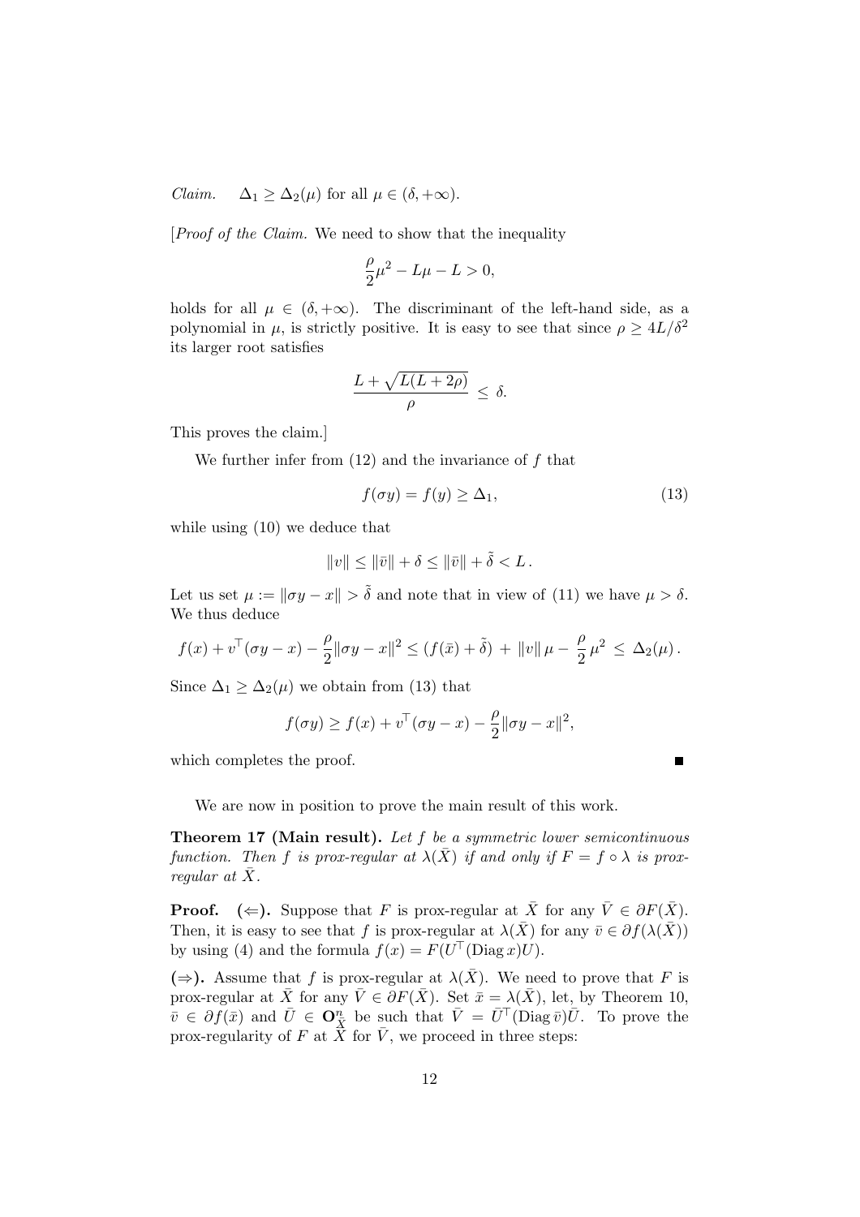*Claim.* $\quad \Delta_1 \geq \Delta_2(\mu)$ for all $\mu \in (\delta, +\infty)$.

[*Proof of the Claim.* We need to show that the inequality

$$\frac{\rho}{2}\mu^2 - L\mu - L > 0,$$

holds for all $\mu \in (\delta, +\infty)$. The discriminant of the left-hand side, as a polynomial in $\mu$, is strictly positive. It is easy to see that since $\rho \geq 4L/\delta^2$ its larger root satisfies

$$\frac{L + \sqrt{L(L+2\rho)}}{\rho} \;\leq\; \delta.$$

This proves the claim.]

We further infer from (12) and the invariance of $f$ that

$$f(\sigma y) = f(y) \geq \Delta_1, \tag{13}$$

while using (10) we deduce that

$$\|v\| \leq \|\bar{v}\| + \delta \leq \|\bar{v}\| + \tilde{\delta} < L\,.$$

Let us set $\mu := \|\sigma y - x\| > \tilde{\delta}$ and note that in view of (11) we have $\mu > \delta$. We thus deduce

$$f(x) + v^\top(\sigma y - x) - \frac{\rho}{2}\|\sigma y - x\|^2 \leq (f(\bar{x}) + \tilde{\delta}) \;+\; \|v\|\,\mu - \;\frac{\rho}{2}\,\mu^2 \;\leq\; \Delta_2(\mu)\,.$$

Since $\Delta_1 \geq \Delta_2(\mu)$ we obtain from (13) that

$$f(\sigma y) \geq f(x) + v^\top(\sigma y - x) - \frac{\rho}{2}\|\sigma y - x\|^2,$$

which completes the proof. ∎

We are now in position to prove the main result of this work.

**Theorem 17 (Main result).** *Let $f$ be a symmetric lower semicontinuous function. Then $f$ is prox-regular at $\lambda(\bar{X})$ if and only if $F = f \circ \lambda$ is prox-regular at $\bar{X}$.*

**Proof.** **($\Leftarrow$).** Suppose that $F$ is prox-regular at $\bar{X}$ for any $\bar{V} \in \partial F(\bar{X})$. Then, it is easy to see that $f$ is prox-regular at $\lambda(\bar{X})$ for any $\bar{v} \in \partial f(\lambda(\bar{X}))$ by using (4) and the formula $f(x) = F(U^\top(\operatorname{Diag} x)U)$.

**($\Rightarrow$).** Assume that $f$ is prox-regular at $\lambda(\bar{X})$. We need to prove that $F$ is prox-regular at $\bar{X}$ for any $\bar{V} \in \partial F(\bar{X})$. Set $\bar{x} = \lambda(\bar{X})$, let, by Theorem 10, $\bar{v} \in \partial f(\bar{x})$ and $\bar{U} \in \mathbf{O}^n_{\bar{X}}$ be such that $\bar{V} = \bar{U}^\top(\operatorname{Diag} \bar{v})\bar{U}$. To prove the prox-regularity of $F$ at $\bar{X}$ for $\bar{V}$, we proceed in three steps: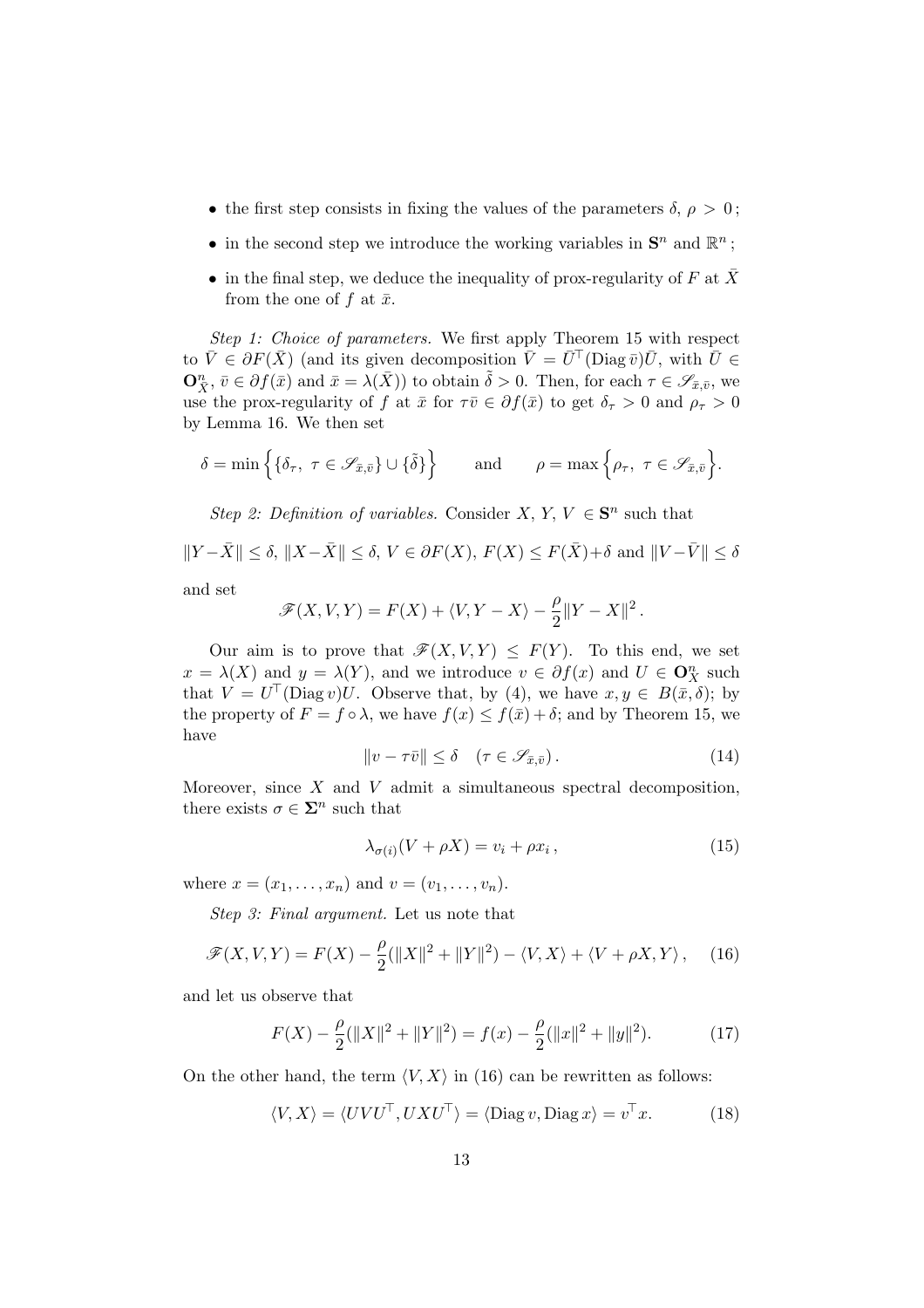- the first step consists in fixing the values of the parameters $\delta,\ \rho > 0$;
- in the second step we introduce the working variables in $\mathbf{S}^n$ and $\mathbb{R}^n$;
- in the final step, we deduce the inequality of prox-regularity of $F$ at $\bar{X}$ from the one of $f$ at $\bar{x}$.

*Step 1: Choice of parameters.* We first apply Theorem 15 with respect to $\bar{V} \in \partial F(\bar{X})$ (and its given decomposition $\bar{V} = \bar{U}^\top(\operatorname{Diag}\bar{v})\bar{U}$, with $\bar{U} \in \mathbf{O}^n_{\bar{X}}$, $\bar{v} \in \partial f(\bar{x})$ and $\bar{x} = \lambda(\bar{X})$) to obtain $\tilde{\delta} > 0$. Then, for each $\tau \in \mathscr{S}_{\bar{x},\bar{v}}$, we use the prox-regularity of $f$ at $\bar{x}$ for $\tau\bar{v} \in \partial f(\bar{x})$ to get $\delta_\tau > 0$ and $\rho_\tau > 0$ by Lemma 16. We then set

$$
\delta = \min\Big\{\{\delta_\tau,\ \tau \in \mathscr{S}_{\bar{x},\bar{v}}\} \cup \{\tilde{\delta}\}\Big\} \qquad \text{and} \qquad \rho = \max\Big\{\rho_\tau,\ \tau \in \mathscr{S}_{\bar{x},\bar{v}}\Big\}.
$$

*Step 2: Definition of variables.* Consider $X,\ Y,\ V \in \mathbf{S}^n$ such that

$$
\|Y-\bar{X}\| \le \delta,\ \|X-\bar{X}\| \le \delta,\ V \in \partial F(X),\ F(X) \le F(\bar{X})+\delta \text{ and } \|V-\bar{V}\| \le \delta
$$

and set

$$
\mathscr{F}(X,V,Y) = F(X) + \langle V, Y-X\rangle - \frac{\rho}{2}\|Y-X\|^2 .
$$

Our aim is to prove that $\mathscr{F}(X,V,Y) \le F(Y)$. To this end, we set $x = \lambda(X)$ and $y = \lambda(Y)$, and we introduce $v \in \partial f(x)$ and $U \in \mathbf{O}^n_X$ such that $V = U^\top(\operatorname{Diag} v)U$. Observe that, by (4), we have $x, y \in B(\bar{x},\delta)$; by the property of $F = f \circ \lambda$, we have $f(x) \le f(\bar{x}) + \delta$; and by Theorem 15, we have

$$
\|v - \tau\bar{v}\| \le \delta \quad (\tau \in \mathscr{S}_{\bar{x},\bar{v}}). \tag{14}
$$

Moreover, since $X$ and $V$ admit a simultaneous spectral decomposition, there exists $\sigma \in \mathbf{\Sigma}^n$ such that

$$
\lambda_{\sigma(i)}(V + \rho X) = v_i + \rho x_i , \tag{15}
$$

where $x = (x_1, \ldots, x_n)$ and $v = (v_1, \ldots, v_n)$.

*Step 3: Final argument.* Let us note that

$$
\mathscr{F}(X,V,Y) = F(X) - \frac{\rho}{2}(\|X\|^2 + \|Y\|^2) - \langle V, X\rangle + \langle V + \rho X, Y\rangle , \tag{16}
$$

and let us observe that

$$
F(X) - \frac{\rho}{2}(\|X\|^2 + \|Y\|^2) = f(x) - \frac{\rho}{2}(\|x\|^2 + \|y\|^2). \tag{17}
$$

On the other hand, the term $\langle V, X\rangle$ in (16) can be rewritten as follows:

$$
\langle V, X\rangle = \langle UVU^\top, UXU^\top\rangle = \langle \operatorname{Diag} v, \operatorname{Diag} x\rangle = v^\top x. \tag{18}
$$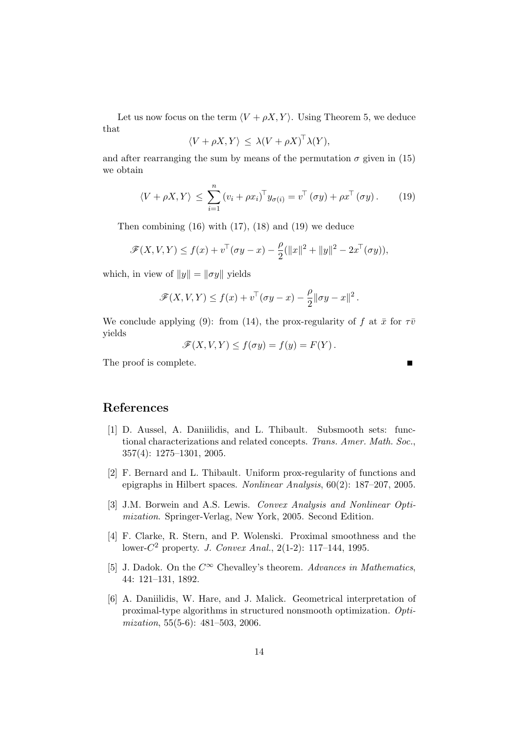Let us now focus on the term $\langle V + \rho X, Y \rangle$. Using Theorem 5, we deduce that

$$\langle V + \rho X, Y \rangle \;\leq\; \lambda(V + \rho X)^{\top} \lambda(Y),$$

and after rearranging the sum by means of the permutation $\sigma$ given in (15) we obtain

$$\langle V + \rho X, Y \rangle \;\leq\; \sum_{i=1}^{n} (v_i + \rho x_i)^{\top} y_{\sigma(i)} = v^{\top} (\sigma y) + \rho x^{\top} (\sigma y) \,. \tag{19}$$

Then combining (16) with (17), (18) and (19) we deduce

$$\mathscr{F}(X, V, Y) \leq f(x) + v^{\top}(\sigma y - x) - \frac{\rho}{2}(\|x\|^2 + \|y\|^2 - 2x^{\top}(\sigma y)),$$

which, in view of $\|y\| = \|\sigma y\|$ yields

$$\mathscr{F}(X, V, Y) \leq f(x) + v^{\top}(\sigma y - x) - \frac{\rho}{2}\|\sigma y - x\|^2 \,.$$

We conclude applying (9): from (14), the prox-regularity of $f$ at $\bar{x}$ for $\tau \bar{v}$ yields

$$\mathscr{F}(X, V, Y) \leq f(\sigma y) = f(y) = F(Y) \,.$$

The proof is complete. ∎

## References

[1] D. Aussel, A. Daniilidis, and L. Thibault. Subsmooth sets: functional characterizations and related concepts. *Trans. Amer. Math. Soc.*, 357(4): 1275–1301, 2005.

[2] F. Bernard and L. Thibault. Uniform prox-regularity of functions and epigraphs in Hilbert spaces. *Nonlinear Analysis*, 60(2): 187–207, 2005.

[3] J.M. Borwein and A.S. Lewis. *Convex Analysis and Nonlinear Optimization*. Springer-Verlag, New York, 2005. Second Edition.

[4] F. Clarke, R. Stern, and P. Wolenski. Proximal smoothness and the lower-$C^2$ property. *J. Convex Anal.*, 2(1-2): 117–144, 1995.

[5] J. Dadok. On the $C^{\infty}$ Chevalley's theorem. *Advances in Mathematics*, 44: 121–131, 1892.

[6] A. Daniilidis, W. Hare, and J. Malick. Geometrical interpretation of proximal-type algorithms in structured nonsmooth optimization. *Optimization*, 55(5-6): 481–503, 2006.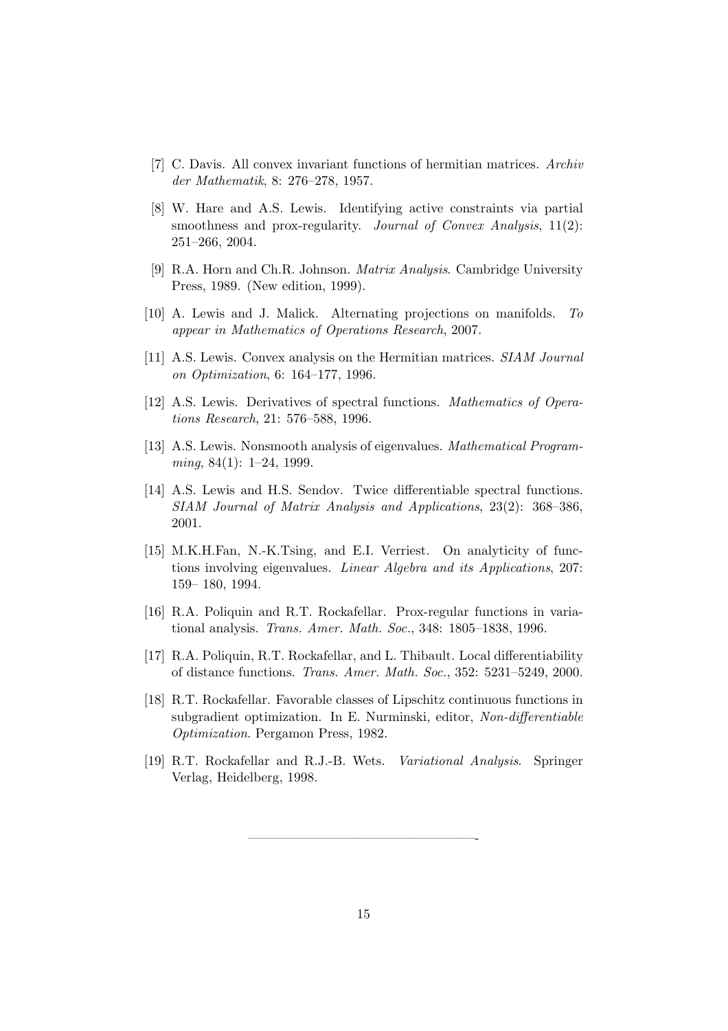[7] C. Davis. All convex invariant functions of hermitian matrices. *Archiv der Mathematik*, 8: 276–278, 1957.

[8] W. Hare and A.S. Lewis. Identifying active constraints via partial smoothness and prox-regularity. *Journal of Convex Analysis*, 11(2): 251–266, 2004.

[9] R.A. Horn and Ch.R. Johnson. *Matrix Analysis*. Cambridge University Press, 1989. (New edition, 1999).

[10] A. Lewis and J. Malick. Alternating projections on manifolds. *To appear in Mathematics of Operations Research*, 2007.

[11] A.S. Lewis. Convex analysis on the Hermitian matrices. *SIAM Journal on Optimization*, 6: 164–177, 1996.

[12] A.S. Lewis. Derivatives of spectral functions. *Mathematics of Operations Research*, 21: 576–588, 1996.

[13] A.S. Lewis. Nonsmooth analysis of eigenvalues. *Mathematical Programming*, 84(1): 1–24, 1999.

[14] A.S. Lewis and H.S. Sendov. Twice differentiable spectral functions. *SIAM Journal of Matrix Analysis and Applications*, 23(2): 368–386, 2001.

[15] M.K.H.Fan, N.-K.Tsing, and E.I. Verriest. On analyticity of functions involving eigenvalues. *Linear Algebra and its Applications*, 207: 159– 180, 1994.

[16] R.A. Poliquin and R.T. Rockafellar. Prox-regular functions in variational analysis. *Trans. Amer. Math. Soc.*, 348: 1805–1838, 1996.

[17] R.A. Poliquin, R.T. Rockafellar, and L. Thibault. Local differentiability of distance functions. *Trans. Amer. Math. Soc.*, 352: 5231–5249, 2000.

[18] R.T. Rockafellar. Favorable classes of Lipschitz continuous functions in subgradient optimization. In E. Nurminski, editor, *Non-differentiable Optimization*. Pergamon Press, 1982.

[19] R.T. Rockafellar and R.J.-B. Wets. *Variational Analysis*. Springer Verlag, Heidelberg, 1998.

---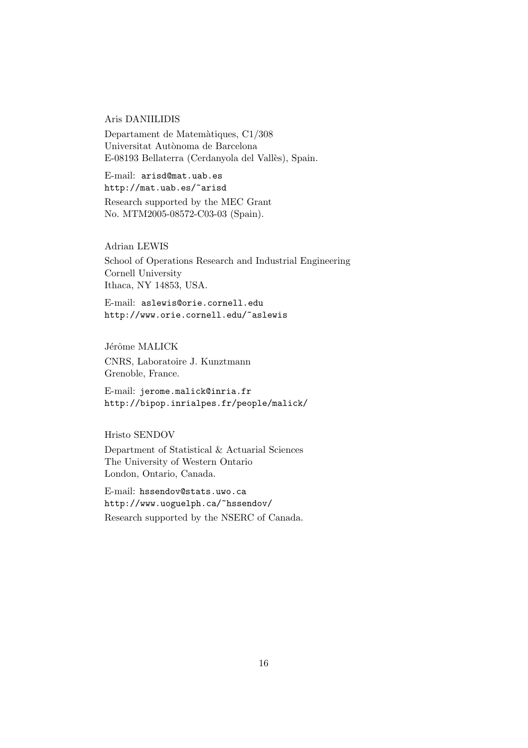Aris DANIILIDIS

Departament de Matemàtiques, C1/308
Universitat Autònoma de Barcelona
E-08193 Bellaterra (Cerdanyola del Vallès), Spain.

E-mail: arisd@mat.uab.es
http://mat.uab.es/~arisd

Research supported by the MEC Grant
No. MTM2005-08572-C03-03 (Spain).

Adrian LEWIS

School of Operations Research and Industrial Engineering
Cornell University
Ithaca, NY 14853, USA.

E-mail: aslewis@orie.cornell.edu
http://www.orie.cornell.edu/~aslewis

Jérôme MALICK

CNRS, Laboratoire J. Kunztmann
Grenoble, France.

E-mail: jerome.malick@inria.fr
http://bipop.inrialpes.fr/people/malick/

Hristo SENDOV

Department of Statistical & Actuarial Sciences
The University of Western Ontario
London, Ontario, Canada.

E-mail: hssendov@stats.uwo.ca
http://www.uoguelph.ca/~hssendov/

Research supported by the NSERC of Canada.